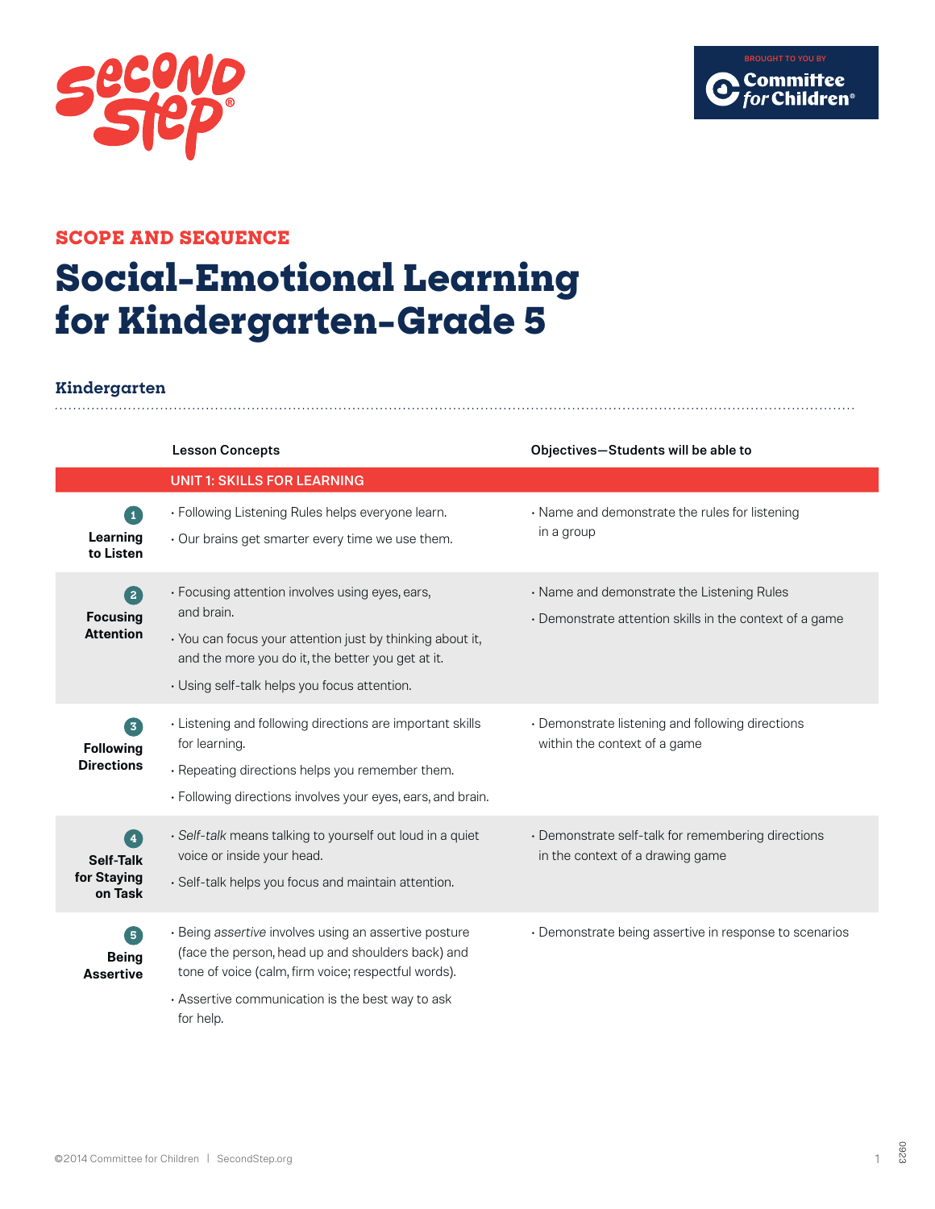Second Step®

BROUGHT TO YOU BY Committee for Children®

## SCOPE AND SEQUENCE

# Social-Emotional Learning for Kindergarten–Grade 5

### Kindergarten

| | Lesson Concepts | Objectives—Students will be able to |
|---|---|---|
| | **UNIT 1: SKILLS FOR LEARNING** | |
| **1 Learning to Listen** | • Following Listening Rules helps everyone learn.<br>• Our brains get smarter every time we use them. | • Name and demonstrate the rules for listening in a group |
| **2 Focusing Attention** | • Focusing attention involves using eyes, ears, and brain.<br>• You can focus your attention just by thinking about it, and the more you do it, the better you get at it.<br>• Using self-talk helps you focus attention. | • Name and demonstrate the Listening Rules<br>• Demonstrate attention skills in the context of a game |
| **3 Following Directions** | • Listening and following directions are important skills for learning.<br>• Repeating directions helps you remember them.<br>• Following directions involves your eyes, ears, and brain. | • Demonstrate listening and following directions within the context of a game |
| **4 Self-Talk for Staying on Task** | • *Self-talk* means talking to yourself out loud in a quiet voice or inside your head.<br>• Self-talk helps you focus and maintain attention. | • Demonstrate self-talk for remembering directions in the context of a drawing game |
| **5 Being Assertive** | • Being *assertive* involves using an assertive posture (face the person, head up and shoulders back) and tone of voice (calm, firm voice; respectful words).<br>• Assertive communication is the best way to ask for help. | • Demonstrate being assertive in response to scenarios |

©2014 Committee for Children | SecondStep.org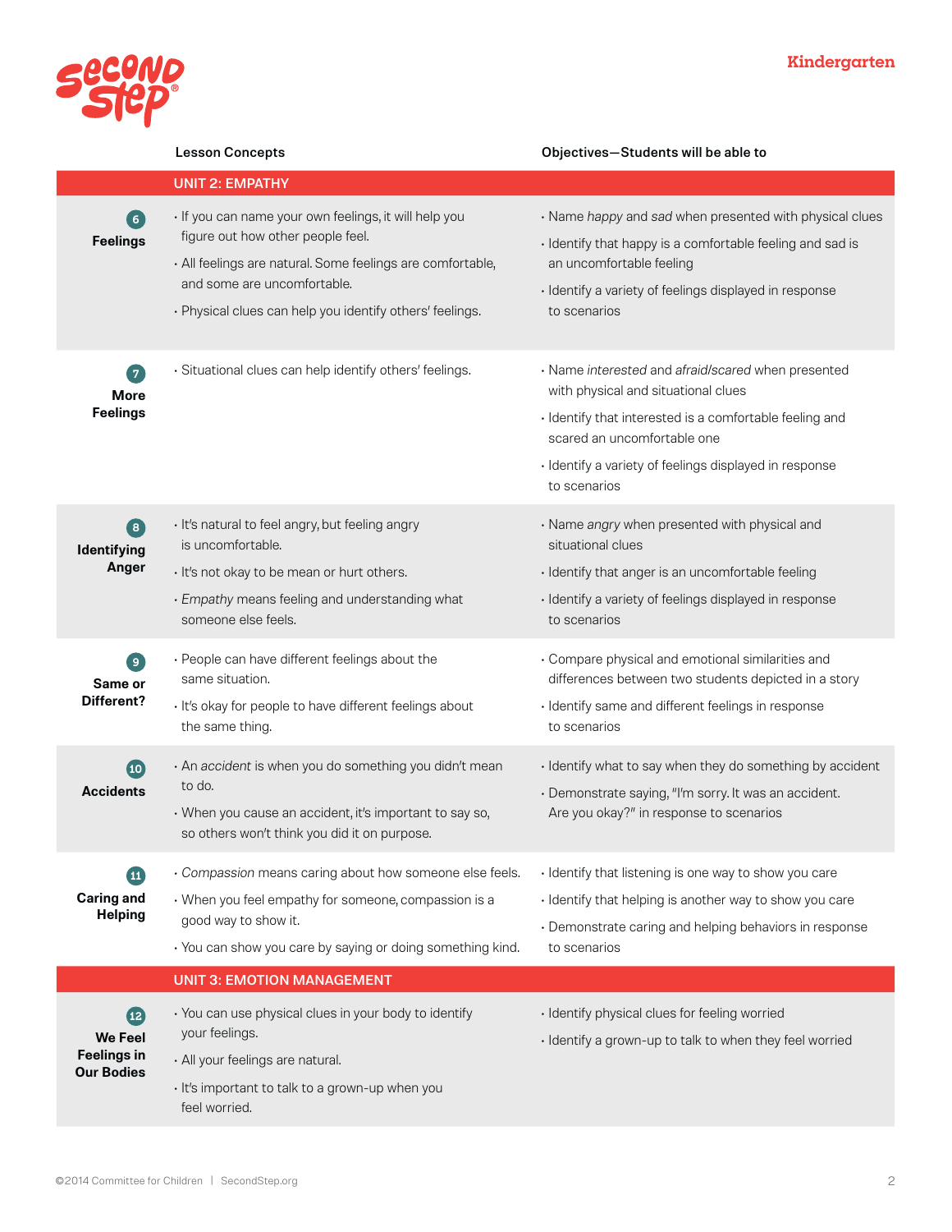| | Lesson Concepts | Objectives—Students will be able to |
|---|---|---|
| | **UNIT 2: EMPATHY** | |
| **6 Feelings** | • If you can name your own feelings, it will help you figure out how other people feel.<br>• All feelings are natural. Some feelings are comfortable, and some are uncomfortable.<br>• Physical clues can help you identify others' feelings. | • Name *happy* and *sad* when presented with physical clues<br>• Identify that happy is a comfortable feeling and sad is an uncomfortable feeling<br>• Identify a variety of feelings displayed in response to scenarios |
| **7 More Feelings** | • Situational clues can help identify others' feelings. | • Name *interested* and *afraid/scared* when presented with physical and situational clues<br>• Identify that interested is a comfortable feeling and scared an uncomfortable one<br>• Identify a variety of feelings displayed in response to scenarios |
| **8 Identifying Anger** | • It's natural to feel angry, but feeling angry is uncomfortable.<br>• It's not okay to be mean or hurt others.<br>• *Empathy* means feeling and understanding what someone else feels. | • Name *angry* when presented with physical and situational clues<br>• Identify that anger is an uncomfortable feeling<br>• Identify a variety of feelings displayed in response to scenarios |
| **9 Same or Different?** | • People can have different feelings about the same situation.<br>• It's okay for people to have different feelings about the same thing. | • Compare physical and emotional similarities and differences between two students depicted in a story<br>• Identify same and different feelings in response to scenarios |
| **10 Accidents** | • An *accident* is when you do something you didn't mean to do.<br>• When you cause an accident, it's important to say so, so others won't think you did it on purpose. | • Identify what to say when they do something by accident<br>• Demonstrate saying, "I'm sorry. It was an accident. Are you okay?" in response to scenarios |
| **11 Caring and Helping** | • *Compassion* means caring about how someone else feels.<br>• When you feel empathy for someone, compassion is a good way to show it.<br>• You can show you care by saying or doing something kind. | • Identify that listening is one way to show you care<br>• Identify that helping is another way to show you care<br>• Demonstrate caring and helping behaviors in response to scenarios |
| | **UNIT 3: EMOTION MANAGEMENT** | |
| **12 We Feel Feelings in Our Bodies** | • You can use physical clues in your body to identify your feelings.<br>• All your feelings are natural.<br>• It's important to talk to a grown-up when you feel worried. | • Identify physical clues for feeling worried<br>• Identify a grown-up to talk to when they feel worried |

©2014 Committee for Children | SecondStep.org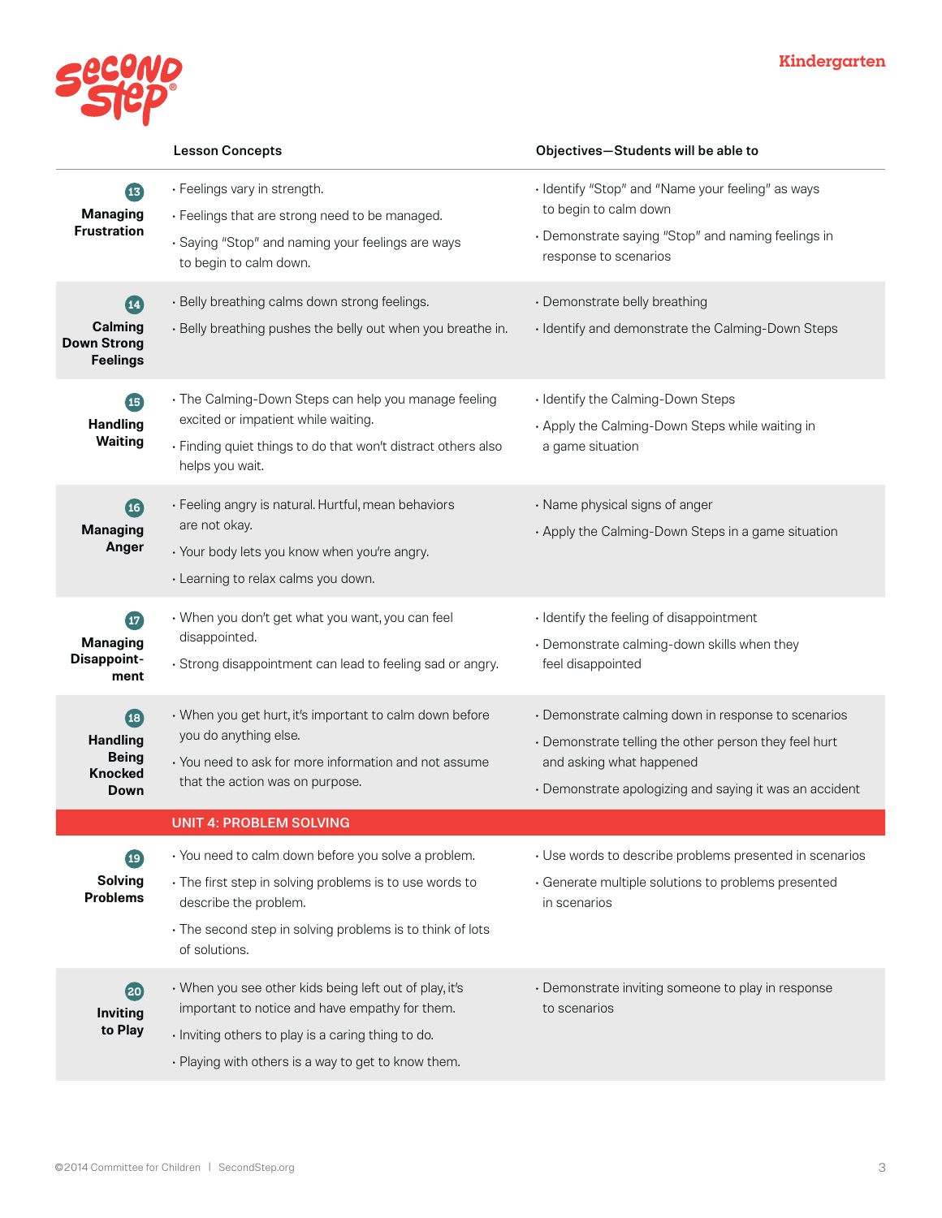Kindergarten

| | Lesson Concepts | Objectives—Students will be able to |
|---|---|---|
| **13 Managing Frustration** | • Feelings vary in strength.<br>• Feelings that are strong need to be managed.<br>• Saying "Stop" and naming your feelings are ways to begin to calm down. | • Identify "Stop" and "Name your feeling" as ways to begin to calm down<br>• Demonstrate saying "Stop" and naming feelings in response to scenarios |
| **14 Calming Down Strong Feelings** | • Belly breathing calms down strong feelings.<br>• Belly breathing pushes the belly out when you breathe in. | • Demonstrate belly breathing<br>• Identify and demonstrate the Calming-Down Steps |
| **15 Handling Waiting** | • The Calming-Down Steps can help you manage feeling excited or impatient while waiting.<br>• Finding quiet things to do that won't distract others also helps you wait. | • Identify the Calming-Down Steps<br>• Apply the Calming-Down Steps while waiting in a game situation |
| **16 Managing Anger** | • Feeling angry is natural. Hurtful, mean behaviors are not okay.<br>• Your body lets you know when you're angry.<br>• Learning to relax calms you down. | • Name physical signs of anger<br>• Apply the Calming-Down Steps in a game situation |
| **17 Managing Disappointment** | • When you don't get what you want, you can feel disappointed.<br>• Strong disappointment can lead to feeling sad or angry. | • Identify the feeling of disappointment<br>• Demonstrate calming-down skills when they feel disappointed |
| **18 Handling Being Knocked Down** | • When you get hurt, it's important to calm down before you do anything else.<br>• You need to ask for more information and not assume that the action was on purpose. | • Demonstrate calming down in response to scenarios<br>• Demonstrate telling the other person they feel hurt and asking what happened<br>• Demonstrate apologizing and saying it was an accident |
| | **UNIT 4: PROBLEM SOLVING** | |
| **19 Solving Problems** | • You need to calm down before you solve a problem.<br>• The first step in solving problems is to use words to describe the problem.<br>• The second step in solving problems is to think of lots of solutions. | • Use words to describe problems presented in scenarios<br>• Generate multiple solutions to problems presented in scenarios |
| **20 Inviting to Play** | • When you see other kids being left out of play, it's important to notice and have empathy for them.<br>• Inviting others to play is a caring thing to do.<br>• Playing with others is a way to get to know them. | • Demonstrate inviting someone to play in response to scenarios |

©2014 Committee for Children | SecondStep.org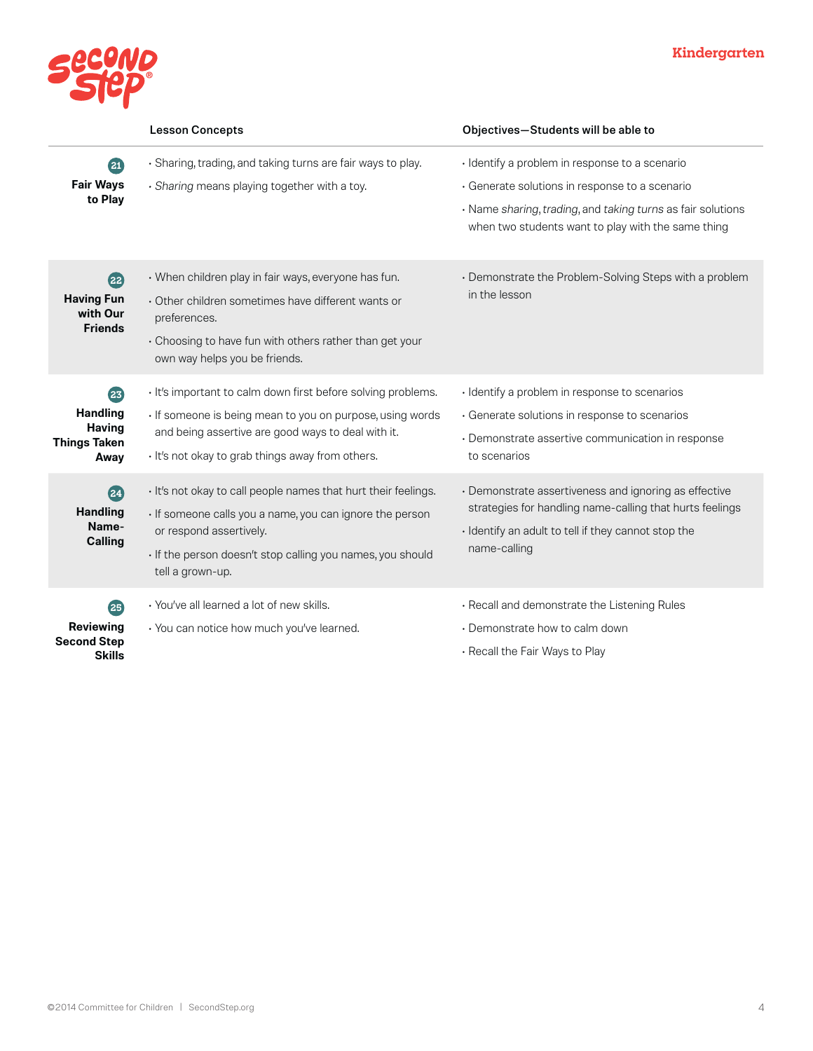## Kindergarten

| | Lesson Concepts | Objectives—Students will be able to |
|---|---|---|
| **21 Fair Ways to Play** | • Sharing, trading, and taking turns are fair ways to play.<br>• *Sharing* means playing together with a toy. | • Identify a problem in response to a scenario<br>• Generate solutions in response to a scenario<br>• Name *sharing*, *trading*, and *taking turns* as fair solutions when two students want to play with the same thing |
| **22 Having Fun with Our Friends** | • When children play in fair ways, everyone has fun.<br>• Other children sometimes have different wants or preferences.<br>• Choosing to have fun with others rather than get your own way helps you be friends. | • Demonstrate the Problem-Solving Steps with a problem in the lesson |
| **23 Handling Having Things Taken Away** | • It's important to calm down first before solving problems.<br>• If someone is being mean to you on purpose, using words and being assertive are good ways to deal with it.<br>• It's not okay to grab things away from others. | • Identify a problem in response to scenarios<br>• Generate solutions in response to scenarios<br>• Demonstrate assertive communication in response to scenarios |
| **24 Handling Name-Calling** | • It's not okay to call people names that hurt their feelings.<br>• If someone calls you a name, you can ignore the person or respond assertively.<br>• If the person doesn't stop calling you names, you should tell a grown-up. | • Demonstrate assertiveness and ignoring as effective strategies for handling name-calling that hurts feelings<br>• Identify an adult to tell if they cannot stop the name-calling |
| **25 Reviewing Second Step Skills** | • You've all learned a lot of new skills.<br>• You can notice how much you've learned. | • Recall and demonstrate the Listening Rules<br>• Demonstrate how to calm down<br>• Recall the Fair Ways to Play |

©2014 Committee for Children | SecondStep.org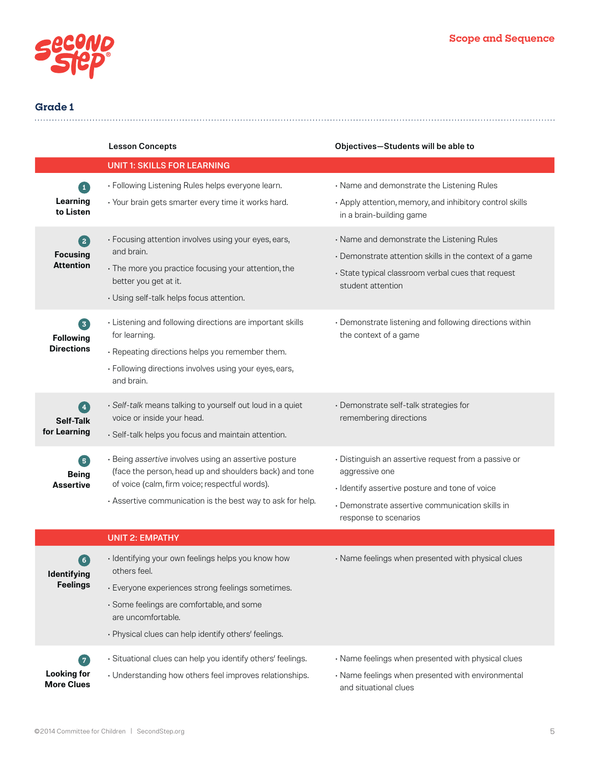## Grade 1

| | Lesson Concepts | Objectives—Students will be able to |
|---|---|---|
| | **UNIT 1: SKILLS FOR LEARNING** | |
| **1 Learning to Listen** | • Following Listening Rules helps everyone learn.<br>• Your brain gets smarter every time it works hard. | • Name and demonstrate the Listening Rules<br>• Apply attention, memory, and inhibitory control skills in a brain-building game |
| **2 Focusing Attention** | • Focusing attention involves using your eyes, ears, and brain.<br>• The more you practice focusing your attention, the better you get at it.<br>• Using self-talk helps focus attention. | • Name and demonstrate the Listening Rules<br>• Demonstrate attention skills in the context of a game<br>• State typical classroom verbal cues that request student attention |
| **3 Following Directions** | • Listening and following directions are important skills for learning.<br>• Repeating directions helps you remember them.<br>• Following directions involves using your eyes, ears, and brain. | • Demonstrate listening and following directions within the context of a game |
| **4 Self-Talk for Learning** | • *Self-talk* means talking to yourself out loud in a quiet voice or inside your head.<br>• Self-talk helps you focus and maintain attention. | • Demonstrate self-talk strategies for remembering directions |
| **5 Being Assertive** | • Being *assertive* involves using an assertive posture (face the person, head up and shoulders back) and tone of voice (calm, firm voice; respectful words).<br>• Assertive communication is the best way to ask for help. | • Distinguish an assertive request from a passive or aggressive one<br>• Identify assertive posture and tone of voice<br>• Demonstrate assertive communication skills in response to scenarios |
| | **UNIT 2: EMPATHY** | |
| **6 Identifying Feelings** | • Identifying your own feelings helps you know how others feel.<br>• Everyone experiences strong feelings sometimes.<br>• Some feelings are comfortable, and some are uncomfortable.<br>• Physical clues can help identify others' feelings. | • Name feelings when presented with physical clues |
| **7 Looking for More Clues** | • Situational clues can help you identify others' feelings.<br>• Understanding how others feel improves relationships. | • Name feelings when presented with physical clues<br>• Name feelings when presented with environmental and situational clues |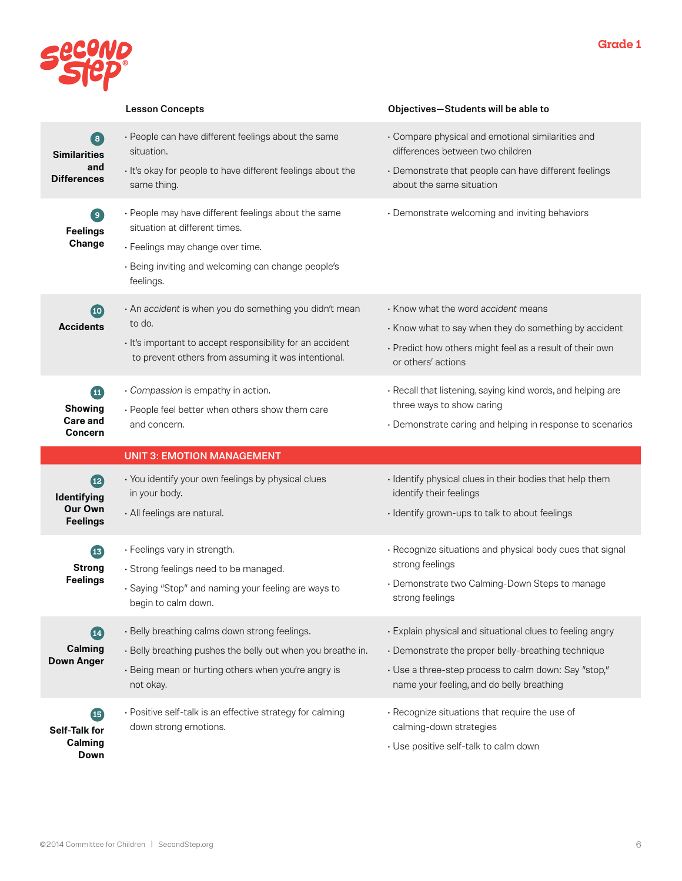Grade 1

| | Lesson Concepts | Objectives—Students will be able to |
|---|---|---|
| **8 Similarities and Differences** | • People can have different feelings about the same situation.<br>• It's okay for people to have different feelings about the same thing. | • Compare physical and emotional similarities and differences between two children<br>• Demonstrate that people can have different feelings about the same situation |
| **9 Feelings Change** | • People may have different feelings about the same situation at different times.<br>• Feelings may change over time.<br>• Being inviting and welcoming can change people's feelings. | • Demonstrate welcoming and inviting behaviors |
| **10 Accidents** | • An *accident* is when you do something you didn't mean to do.<br>• It's important to accept responsibility for an accident to prevent others from assuming it was intentional. | • Know what the word *accident* means<br>• Know what to say when they do something by accident<br>• Predict how others might feel as a result of their own or others' actions |
| **11 Showing Care and Concern** | • *Compassion* is empathy in action.<br>• People feel better when others show them care and concern. | • Recall that listening, saying kind words, and helping are three ways to show caring<br>• Demonstrate caring and helping in response to scenarios |
| | **UNIT 3: EMOTION MANAGEMENT** | |
| **12 Identifying Our Own Feelings** | • You identify your own feelings by physical clues in your body.<br>• All feelings are natural. | • Identify physical clues in their bodies that help them identify their feelings<br>• Identify grown-ups to talk to about feelings |
| **13 Strong Feelings** | • Feelings vary in strength.<br>• Strong feelings need to be managed.<br>• Saying "Stop" and naming your feeling are ways to begin to calm down. | • Recognize situations and physical body cues that signal strong feelings<br>• Demonstrate two Calming-Down Steps to manage strong feelings |
| **14 Calming Down Anger** | • Belly breathing calms down strong feelings.<br>• Belly breathing pushes the belly out when you breathe in.<br>• Being mean or hurting others when you're angry is not okay. | • Explain physical and situational clues to feeling angry<br>• Demonstrate the proper belly-breathing technique<br>• Use a three-step process to calm down: Say "stop," name your feeling, and do belly breathing |
| **15 Self-Talk for Calming Down** | • Positive self-talk is an effective strategy for calming down strong emotions. | • Recognize situations that require the use of calming-down strategies<br>• Use positive self-talk to calm down |

©2014 Committee for Children | SecondStep.org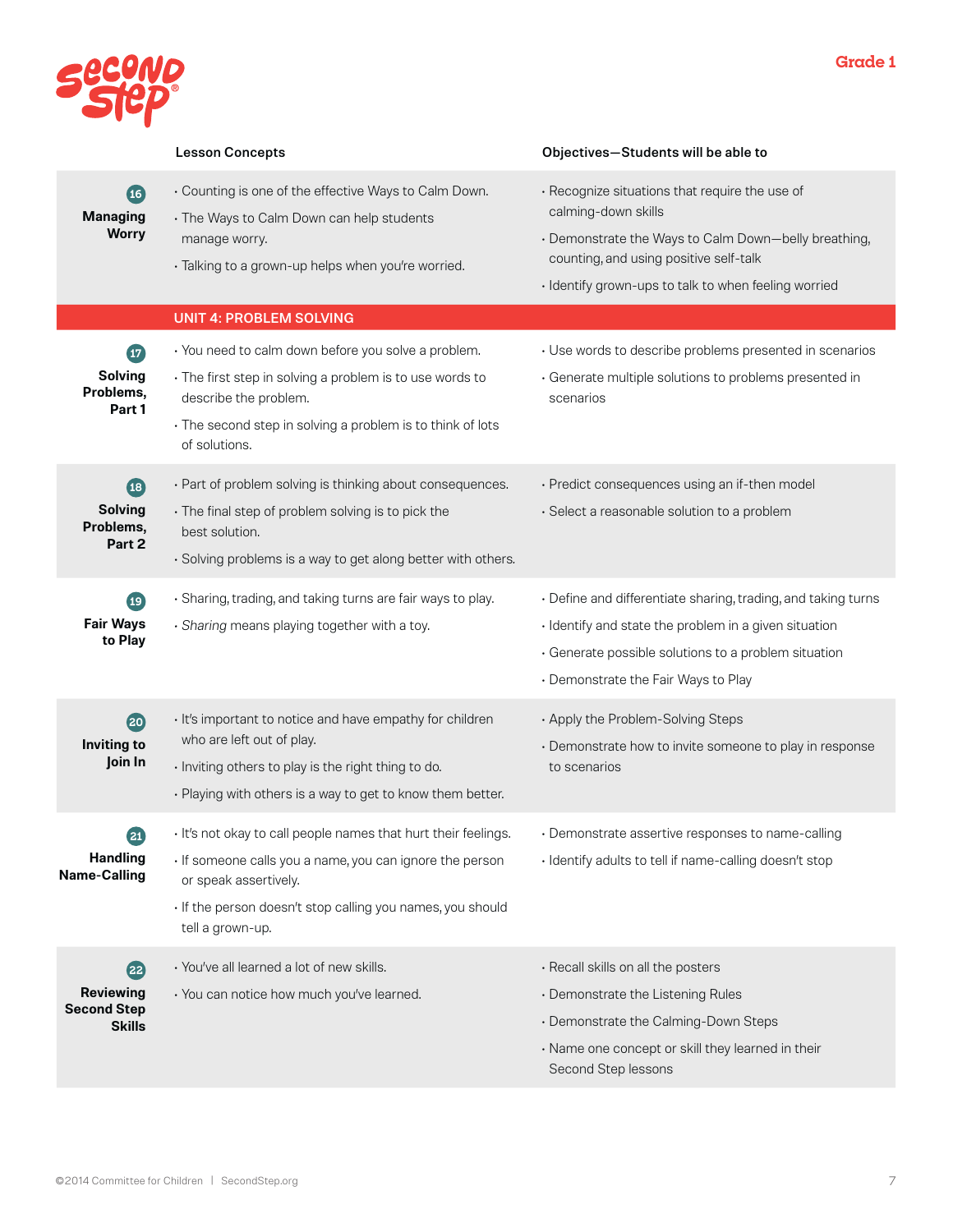Grade 1

| | Lesson Concepts | Objectives—Students will be able to |
|---|---|---|
| **16 Managing Worry** | • Counting is one of the effective Ways to Calm Down.<br>• The Ways to Calm Down can help students manage worry.<br>• Talking to a grown-up helps when you're worried. | • Recognize situations that require the use of calming-down skills<br>• Demonstrate the Ways to Calm Down—belly breathing, counting, and using positive self-talk<br>• Identify grown-ups to talk to when feeling worried |
| | **UNIT 4: PROBLEM SOLVING** | |
| **17 Solving Problems, Part 1** | • You need to calm down before you solve a problem.<br>• The first step in solving a problem is to use words to describe the problem.<br>• The second step in solving a problem is to think of lots of solutions. | • Use words to describe problems presented in scenarios<br>• Generate multiple solutions to problems presented in scenarios |
| **18 Solving Problems, Part 2** | • Part of problem solving is thinking about consequences.<br>• The final step of problem solving is to pick the best solution.<br>• Solving problems is a way to get along better with others. | • Predict consequences using an if-then model<br>• Select a reasonable solution to a problem |
| **19 Fair Ways to Play** | • Sharing, trading, and taking turns are fair ways to play.<br>• *Sharing* means playing together with a toy. | • Define and differentiate sharing, trading, and taking turns<br>• Identify and state the problem in a given situation<br>• Generate possible solutions to a problem situation<br>• Demonstrate the Fair Ways to Play |
| **20 Inviting to Join In** | • It's important to notice and have empathy for children who are left out of play.<br>• Inviting others to play is the right thing to do.<br>• Playing with others is a way to get to know them better. | • Apply the Problem-Solving Steps<br>• Demonstrate how to invite someone to play in response to scenarios |
| **21 Handling Name-Calling** | • It's not okay to call people names that hurt their feelings.<br>• If someone calls you a name, you can ignore the person or speak assertively.<br>• If the person doesn't stop calling you names, you should tell a grown-up. | • Demonstrate assertive responses to name-calling<br>• Identify adults to tell if name-calling doesn't stop |
| **22 Reviewing Second Step Skills** | • You've all learned a lot of new skills.<br>• You can notice how much you've learned. | • Recall skills on all the posters<br>• Demonstrate the Listening Rules<br>• Demonstrate the Calming-Down Steps<br>• Name one concept or skill they learned in their Second Step lessons |

©2014 Committee for Children | SecondStep.org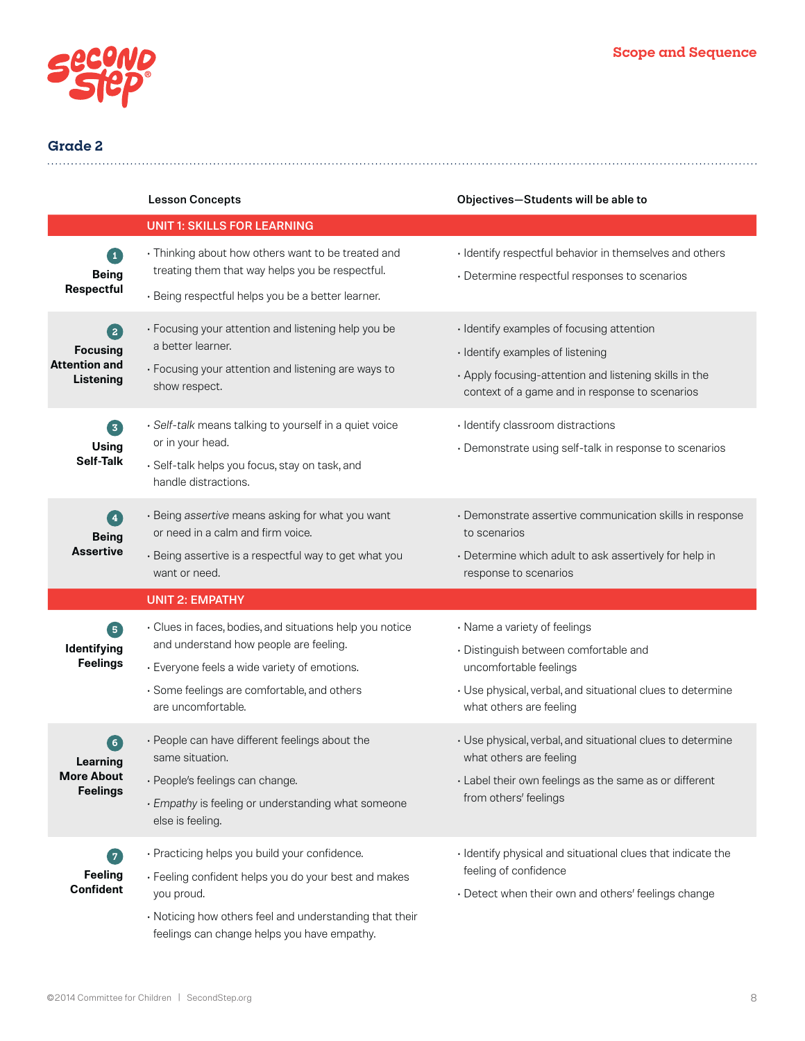## Grade 2

| | Lesson Concepts | Objectives—Students will be able to |
|---|---|---|
| | **UNIT 1: SKILLS FOR LEARNING** | |
| **1 Being Respectful** | • Thinking about how others want to be treated and treating them that way helps you be respectful.<br>• Being respectful helps you be a better learner. | • Identify respectful behavior in themselves and others<br>• Determine respectful responses to scenarios |
| **2 Focusing Attention and Listening** | • Focusing your attention and listening help you be a better learner.<br>• Focusing your attention and listening are ways to show respect. | • Identify examples of focusing attention<br>• Identify examples of listening<br>• Apply focusing-attention and listening skills in the context of a game and in response to scenarios |
| **3 Using Self-Talk** | • *Self-talk* means talking to yourself in a quiet voice or in your head.<br>• Self-talk helps you focus, stay on task, and handle distractions. | • Identify classroom distractions<br>• Demonstrate using self-talk in response to scenarios |
| **4 Being Assertive** | • Being *assertive* means asking for what you want or need in a calm and firm voice.<br>• Being assertive is a respectful way to get what you want or need. | • Demonstrate assertive communication skills in response to scenarios<br>• Determine which adult to ask assertively for help in response to scenarios |
| | **UNIT 2: EMPATHY** | |
| **5 Identifying Feelings** | • Clues in faces, bodies, and situations help you notice and understand how people are feeling.<br>• Everyone feels a wide variety of emotions.<br>• Some feelings are comfortable, and others are uncomfortable. | • Name a variety of feelings<br>• Distinguish between comfortable and uncomfortable feelings<br>• Use physical, verbal, and situational clues to determine what others are feeling |
| **6 Learning More About Feelings** | • People can have different feelings about the same situation.<br>• People's feelings can change.<br>• *Empathy* is feeling or understanding what someone else is feeling. | • Use physical, verbal, and situational clues to determine what others are feeling<br>• Label their own feelings as the same as or different from others' feelings |
| **7 Feeling Confident** | • Practicing helps you build your confidence.<br>• Feeling confident helps you do your best and makes you proud.<br>• Noticing how others feel and understanding that their feelings can change helps you have empathy. | • Identify physical and situational clues that indicate the feeling of confidence<br>• Detect when their own and others' feelings change |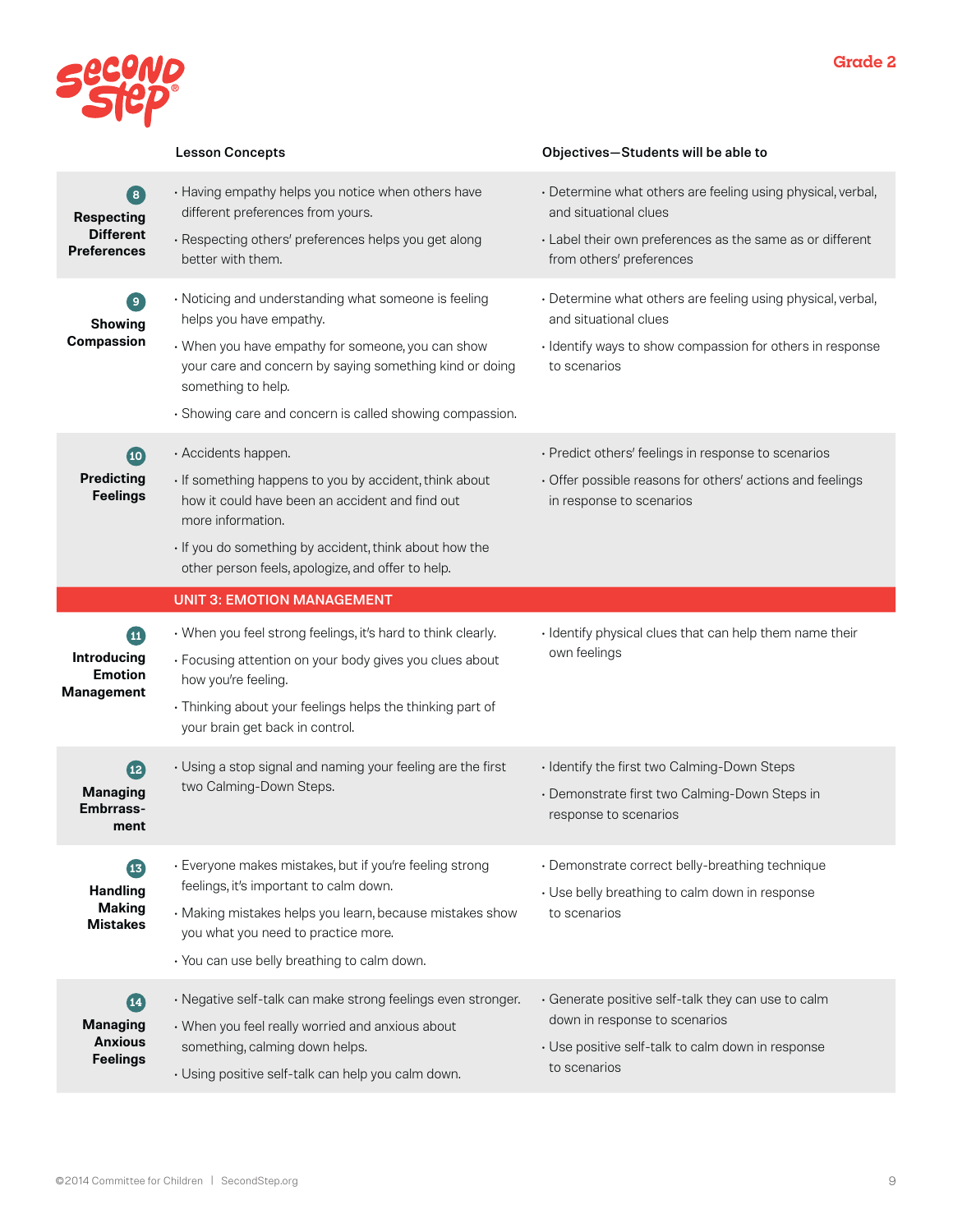Grade 2

| | Lesson Concepts | Objectives—Students will be able to |
|---|---|---|
| **8 Respecting Different Preferences** | • Having empathy helps you notice when others have different preferences from yours.<br>• Respecting others' preferences helps you get along better with them. | • Determine what others are feeling using physical, verbal, and situational clues<br>• Label their own preferences as the same as or different from others' preferences |
| **9 Showing Compassion** | • Noticing and understanding what someone is feeling helps you have empathy.<br>• When you have empathy for someone, you can show your care and concern by saying something kind or doing something to help.<br>• Showing care and concern is called showing compassion. | • Determine what others are feeling using physical, verbal, and situational clues<br>• Identify ways to show compassion for others in response to scenarios |
| **10 Predicting Feelings** | • Accidents happen.<br>• If something happens to you by accident, think about how it could have been an accident and find out more information.<br>• If you do something by accident, think about how the other person feels, apologize, and offer to help. | • Predict others' feelings in response to scenarios<br>• Offer possible reasons for others' actions and feelings in response to scenarios |
| | **UNIT 3: EMOTION MANAGEMENT** | |
| **11 Introducing Emotion Management** | • When you feel strong feelings, it's hard to think clearly.<br>• Focusing attention on your body gives you clues about how you're feeling.<br>• Thinking about your feelings helps the thinking part of your brain get back in control. | • Identify physical clues that can help them name their own feelings |
| **12 Managing Embrrass-ment** | • Using a stop signal and naming your feeling are the first two Calming-Down Steps. | • Identify the first two Calming-Down Steps<br>• Demonstrate first two Calming-Down Steps in response to scenarios |
| **13 Handling Making Mistakes** | • Everyone makes mistakes, but if you're feeling strong feelings, it's important to calm down.<br>• Making mistakes helps you learn, because mistakes show you what you need to practice more.<br>• You can use belly breathing to calm down. | • Demonstrate correct belly-breathing technique<br>• Use belly breathing to calm down in response to scenarios |
| **14 Managing Anxious Feelings** | • Negative self-talk can make strong feelings even stronger.<br>• When you feel really worried and anxious about something, calming down helps.<br>• Using positive self-talk can help you calm down. | • Generate positive self-talk they can use to calm down in response to scenarios<br>• Use positive self-talk to calm down in response to scenarios |

©2014 Committee for Children | SecondStep.org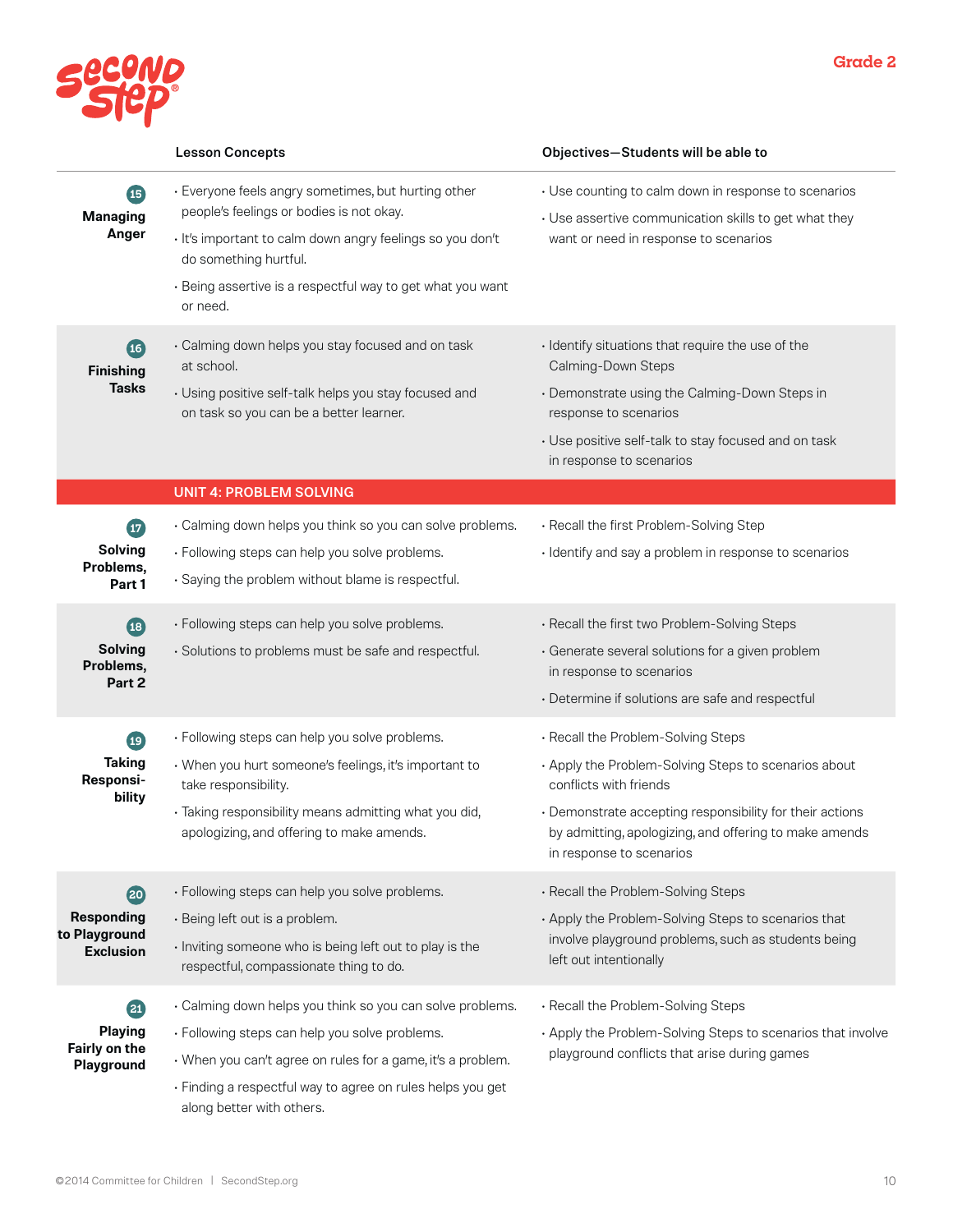Grade 2

| | Lesson Concepts | Objectives—Students will be able to |
|---|---|---|
| **15 Managing Anger** | • Everyone feels angry sometimes, but hurting other people's feelings or bodies is not okay.<br>• It's important to calm down angry feelings so you don't do something hurtful.<br>• Being assertive is a respectful way to get what you want or need. | • Use counting to calm down in response to scenarios<br>• Use assertive communication skills to get what they want or need in response to scenarios |
| **16 Finishing Tasks** | • Calming down helps you stay focused and on task at school.<br>• Using positive self-talk helps you stay focused and on task so you can be a better learner. | • Identify situations that require the use of the Calming-Down Steps<br>• Demonstrate using the Calming-Down Steps in response to scenarios<br>• Use positive self-talk to stay focused and on task in response to scenarios |
| | **UNIT 4: PROBLEM SOLVING** | |
| **17 Solving Problems, Part 1** | • Calming down helps you think so you can solve problems.<br>• Following steps can help you solve problems.<br>• Saying the problem without blame is respectful. | • Recall the first Problem-Solving Step<br>• Identify and say a problem in response to scenarios |
| **18 Solving Problems, Part 2** | • Following steps can help you solve problems.<br>• Solutions to problems must be safe and respectful. | • Recall the first two Problem-Solving Steps<br>• Generate several solutions for a given problem in response to scenarios<br>• Determine if solutions are safe and respectful |
| **19 Taking Responsibility** | • Following steps can help you solve problems.<br>• When you hurt someone's feelings, it's important to take responsibility.<br>• Taking responsibility means admitting what you did, apologizing, and offering to make amends. | • Recall the Problem-Solving Steps<br>• Apply the Problem-Solving Steps to scenarios about conflicts with friends<br>• Demonstrate accepting responsibility for their actions by admitting, apologizing, and offering to make amends in response to scenarios |
| **20 Responding to Playground Exclusion** | • Following steps can help you solve problems.<br>• Being left out is a problem.<br>• Inviting someone who is being left out to play is the respectful, compassionate thing to do. | • Recall the Problem-Solving Steps<br>• Apply the Problem-Solving Steps to scenarios that involve playground problems, such as students being left out intentionally |
| **21 Playing Fairly on the Playground** | • Calming down helps you think so you can solve problems.<br>• Following steps can help you solve problems.<br>• When you can't agree on rules for a game, it's a problem.<br>• Finding a respectful way to agree on rules helps you get along better with others. | • Recall the Problem-Solving Steps<br>• Apply the Problem-Solving Steps to scenarios that involve playground conflicts that arise during games |

©2014 Committee for Children | SecondStep.org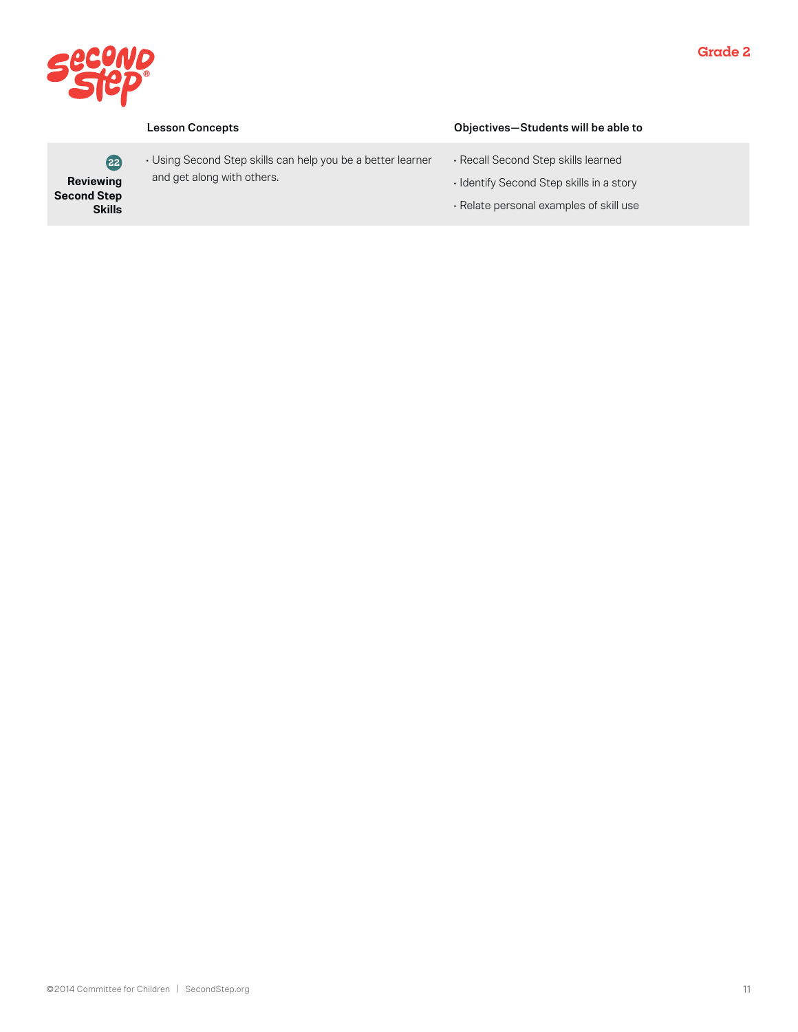| | Lesson Concepts | Objectives—Students will be able to |
|---|---|---|
| 22 **Reviewing Second Step Skills** | • Using Second Step skills can help you be a better learner and get along with others. | • Recall Second Step skills learned<br>• Identify Second Step skills in a story<br>• Relate personal examples of skill use |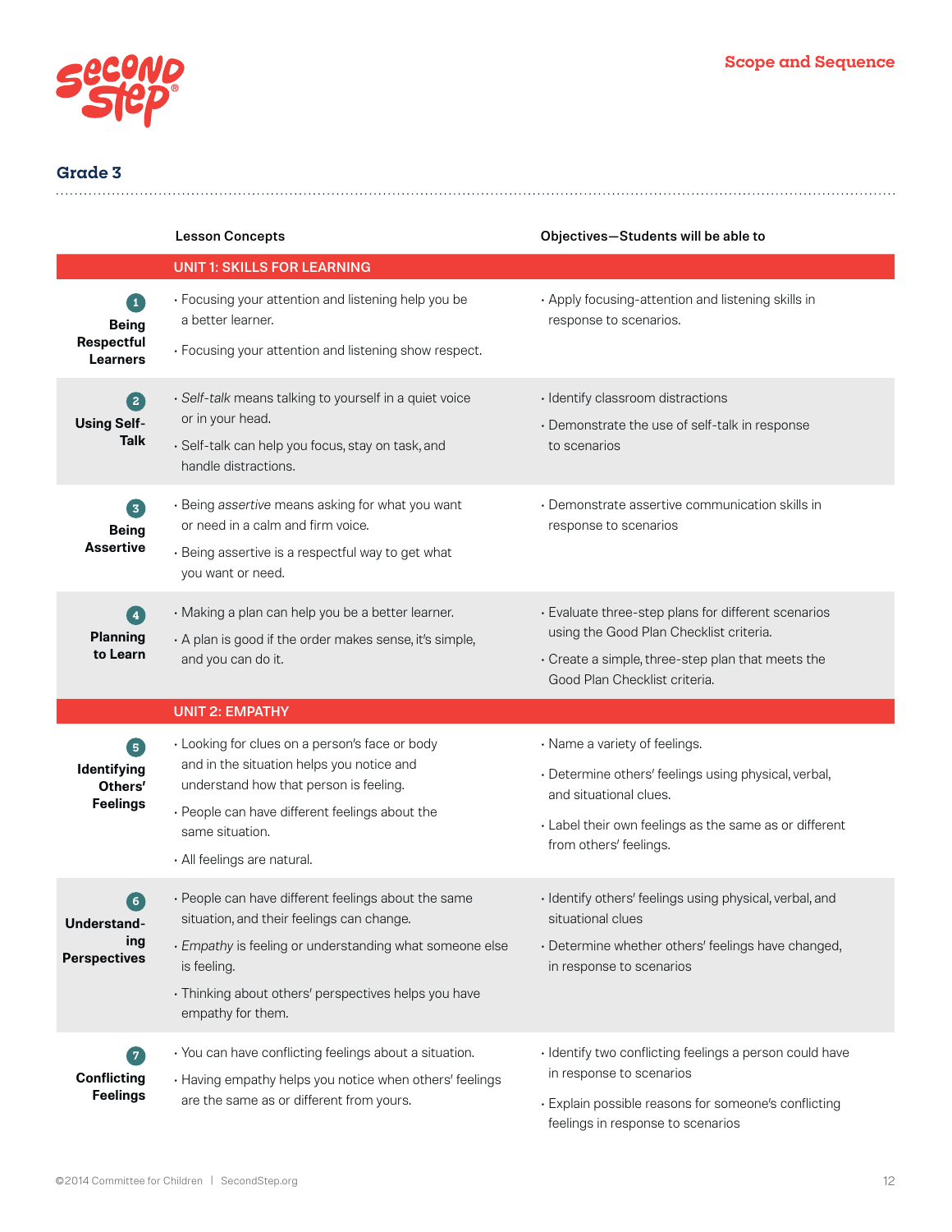## Grade 3

| | Lesson Concepts | Objectives—Students will be able to |
|---|---|---|
| | **UNIT 1: SKILLS FOR LEARNING** | |
| **1 Being Respectful Learners** | • Focusing your attention and listening help you be a better learner.<br>• Focusing your attention and listening show respect. | • Apply focusing-attention and listening skills in response to scenarios. |
| **2 Using Self-Talk** | • *Self-talk* means talking to yourself in a quiet voice or in your head.<br>• Self-talk can help you focus, stay on task, and handle distractions. | • Identify classroom distractions<br>• Demonstrate the use of self-talk in response to scenarios |
| **3 Being Assertive** | • Being *assertive* means asking for what you want or need in a calm and firm voice.<br>• Being assertive is a respectful way to get what you want or need. | • Demonstrate assertive communication skills in response to scenarios |
| **4 Planning to Learn** | • Making a plan can help you be a better learner.<br>• A plan is good if the order makes sense, it's simple, and you can do it. | • Evaluate three-step plans for different scenarios using the Good Plan Checklist criteria.<br>• Create a simple, three-step plan that meets the Good Plan Checklist criteria. |
| | **UNIT 2: EMPATHY** | |
| **5 Identifying Others' Feelings** | • Looking for clues on a person's face or body and in the situation helps you notice and understand how that person is feeling.<br>• People can have different feelings about the same situation.<br>• All feelings are natural. | • Name a variety of feelings.<br>• Determine others' feelings using physical, verbal, and situational clues.<br>• Label their own feelings as the same as or different from others' feelings. |
| **6 Understanding Perspectives** | • People can have different feelings about the same situation, and their feelings can change.<br>• *Empathy* is feeling or understanding what someone else is feeling.<br>• Thinking about others' perspectives helps you have empathy for them. | • Identify others' feelings using physical, verbal, and situational clues<br>• Determine whether others' feelings have changed, in response to scenarios |
| **7 Conflicting Feelings** | • You can have conflicting feelings about a situation.<br>• Having empathy helps you notice when others' feelings are the same as or different from yours. | • Identify two conflicting feelings a person could have in response to scenarios<br>• Explain possible reasons for someone's conflicting feelings in response to scenarios |

©2014 Committee for Children | SecondStep.org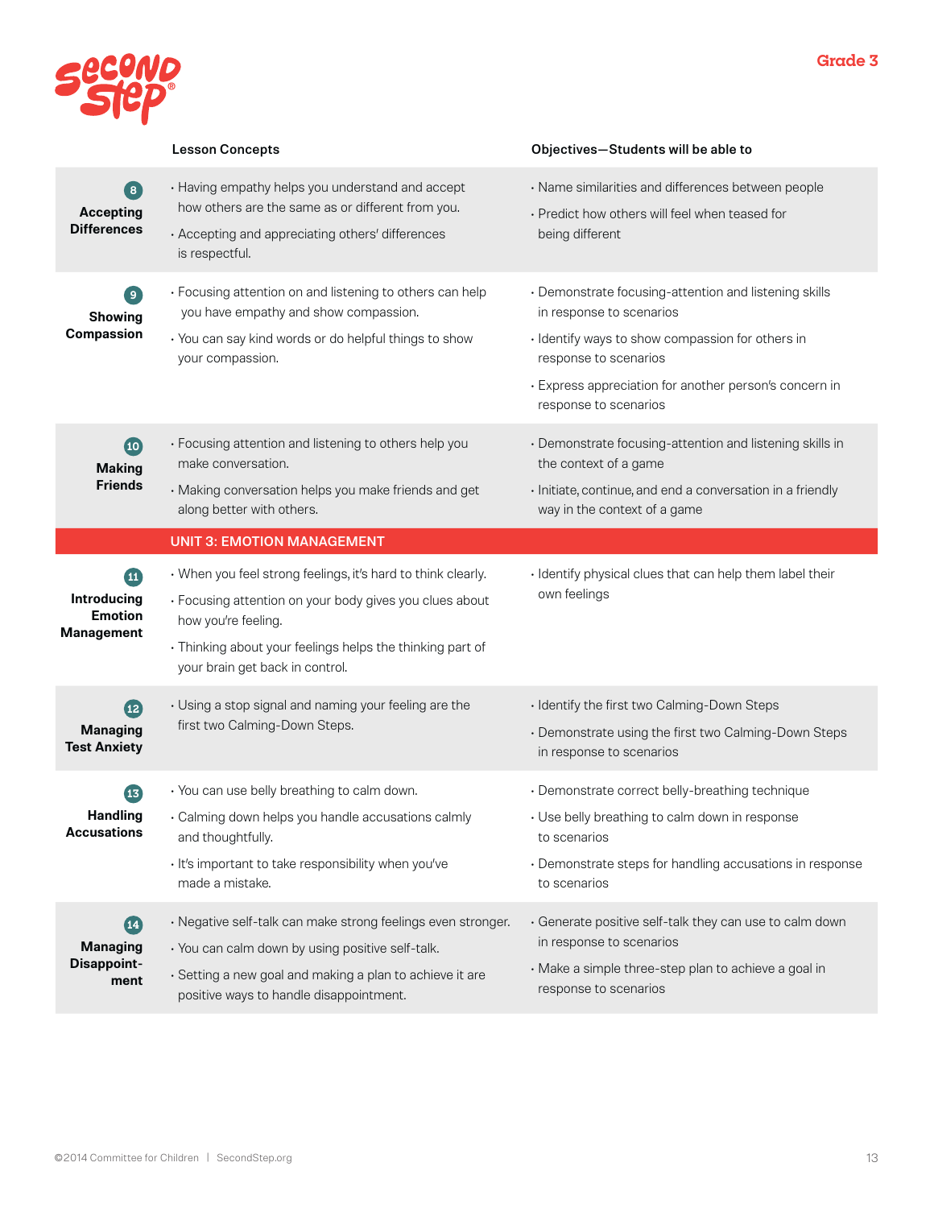Grade 3

| | Lesson Concepts | Objectives—Students will be able to |
|---|---|---|
| **8 Accepting Differences** | • Having empathy helps you understand and accept how others are the same as or different from you.<br>• Accepting and appreciating others' differences is respectful. | • Name similarities and differences between people<br>• Predict how others will feel when teased for being different |
| **9 Showing Compassion** | • Focusing attention on and listening to others can help you have empathy and show compassion.<br>• You can say kind words or do helpful things to show your compassion. | • Demonstrate focusing-attention and listening skills in response to scenarios<br>• Identify ways to show compassion for others in response to scenarios<br>• Express appreciation for another person's concern in response to scenarios |
| **10 Making Friends** | • Focusing attention and listening to others help you make conversation.<br>• Making conversation helps you make friends and get along better with others. | • Demonstrate focusing-attention and listening skills in the context of a game<br>• Initiate, continue, and end a conversation in a friendly way in the context of a game |
| | **UNIT 3: EMOTION MANAGEMENT** | |
| **11 Introducing Emotion Management** | • When you feel strong feelings, it's hard to think clearly.<br>• Focusing attention on your body gives you clues about how you're feeling.<br>• Thinking about your feelings helps the thinking part of your brain get back in control. | • Identify physical clues that can help them label their own feelings |
| **12 Managing Test Anxiety** | • Using a stop signal and naming your feeling are the first two Calming-Down Steps. | • Identify the first two Calming-Down Steps<br>• Demonstrate using the first two Calming-Down Steps in response to scenarios |
| **13 Handling Accusations** | • You can use belly breathing to calm down.<br>• Calming down helps you handle accusations calmly and thoughtfully.<br>• It's important to take responsibility when you've made a mistake. | • Demonstrate correct belly-breathing technique<br>• Use belly breathing to calm down in response to scenarios<br>• Demonstrate steps for handling accusations in response to scenarios |
| **14 Managing Disappointment** | • Negative self-talk can make strong feelings even stronger.<br>• You can calm down by using positive self-talk.<br>• Setting a new goal and making a plan to achieve it are positive ways to handle disappointment. | • Generate positive self-talk they can use to calm down in response to scenarios<br>• Make a simple three-step plan to achieve a goal in response to scenarios |

©2014 Committee for Children | SecondStep.org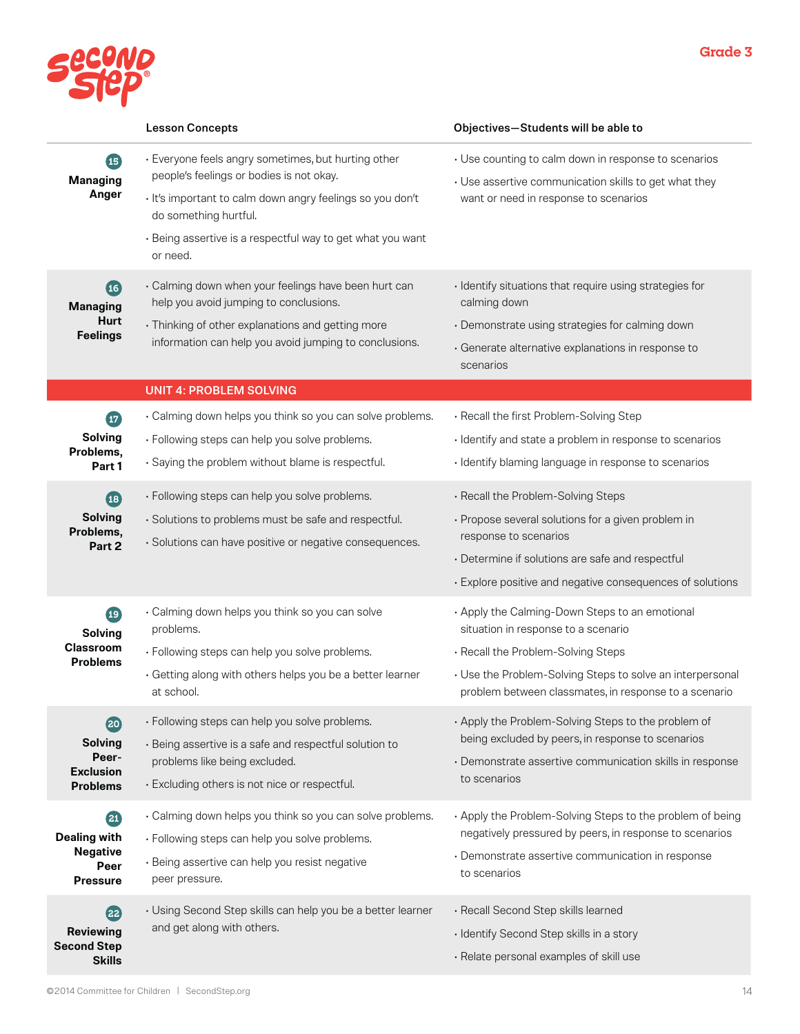Grade 3

| | Lesson Concepts | Objectives—Students will be able to |
|---|---|---|
| **15 Managing Anger** | • Everyone feels angry sometimes, but hurting other people's feelings or bodies is not okay.<br>• It's important to calm down angry feelings so you don't do something hurtful.<br>• Being assertive is a respectful way to get what you want or need. | • Use counting to calm down in response to scenarios<br>• Use assertive communication skills to get what they want or need in response to scenarios |
| **16 Managing Hurt Feelings** | • Calming down when your feelings have been hurt can help you avoid jumping to conclusions.<br>• Thinking of other explanations and getting more information can help you avoid jumping to conclusions. | • Identify situations that require using strategies for calming down<br>• Demonstrate using strategies for calming down<br>• Generate alternative explanations in response to scenarios |
| | **UNIT 4: PROBLEM SOLVING** | |
| **17 Solving Problems, Part 1** | • Calming down helps you think so you can solve problems.<br>• Following steps can help you solve problems.<br>• Saying the problem without blame is respectful. | • Recall the first Problem-Solving Step<br>• Identify and state a problem in response to scenarios<br>• Identify blaming language in response to scenarios |
| **18 Solving Problems, Part 2** | • Following steps can help you solve problems.<br>• Solutions to problems must be safe and respectful.<br>• Solutions can have positive or negative consequences. | • Recall the Problem-Solving Steps<br>• Propose several solutions for a given problem in response to scenarios<br>• Determine if solutions are safe and respectful<br>• Explore positive and negative consequences of solutions |
| **19 Solving Classroom Problems** | • Calming down helps you think so you can solve problems.<br>• Following steps can help you solve problems.<br>• Getting along with others helps you be a better learner at school. | • Apply the Calming-Down Steps to an emotional situation in response to a scenario<br>• Recall the Problem-Solving Steps<br>• Use the Problem-Solving Steps to solve an interpersonal problem between classmates, in response to a scenario |
| **20 Solving Peer-Exclusion Problems** | • Following steps can help you solve problems.<br>• Being assertive is a safe and respectful solution to problems like being excluded.<br>• Excluding others is not nice or respectful. | • Apply the Problem-Solving Steps to the problem of being excluded by peers, in response to scenarios<br>• Demonstrate assertive communication skills in response to scenarios |
| **21 Dealing with Negative Peer Pressure** | • Calming down helps you think so you can solve problems.<br>• Following steps can help you solve problems.<br>• Being assertive can help you resist negative peer pressure. | • Apply the Problem-Solving Steps to the problem of being negatively pressured by peers, in response to scenarios<br>• Demonstrate assertive communication in response to scenarios |
| **22 Reviewing Second Step Skills** | • Using Second Step skills can help you be a better learner and get along with others. | • Recall Second Step skills learned<br>• Identify Second Step skills in a story<br>• Relate personal examples of skill use |

©2014 Committee for Children | SecondStep.org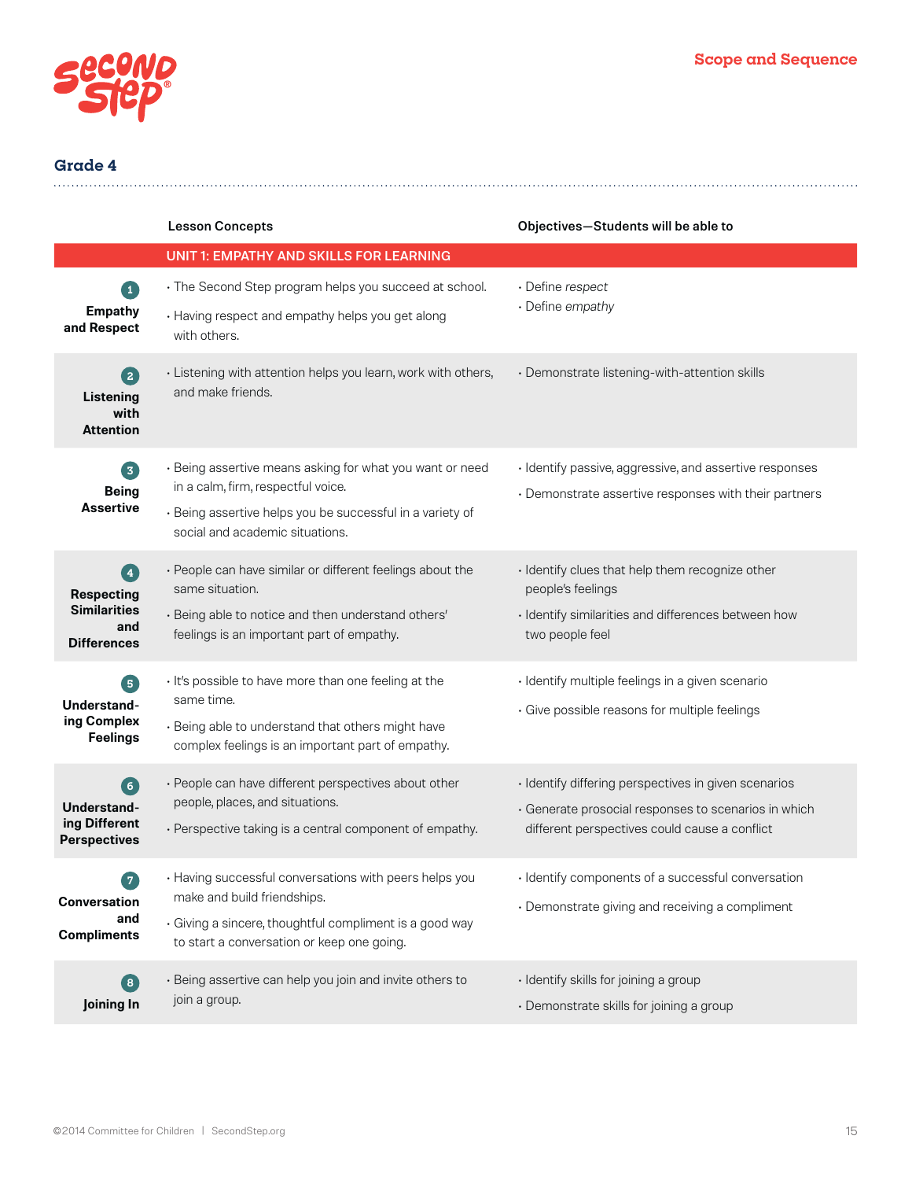## Grade 4

| | Lesson Concepts | Objectives—Students will be able to |
|---|---|---|
| | **UNIT 1: EMPATHY AND SKILLS FOR LEARNING** | |
| **1 Empathy and Respect** | • The Second Step program helps you succeed at school.<br>• Having respect and empathy helps you get along with others. | • Define *respect*<br>• Define *empathy* |
| **2 Listening with Attention** | • Listening with attention helps you learn, work with others, and make friends. | • Demonstrate listening-with-attention skills |
| **3 Being Assertive** | • Being assertive means asking for what you want or need in a calm, firm, respectful voice.<br>• Being assertive helps you be successful in a variety of social and academic situations. | • Identify passive, aggressive, and assertive responses<br>• Demonstrate assertive responses with their partners |
| **4 Respecting Similarities and Differences** | • People can have similar or different feelings about the same situation.<br>• Being able to notice and then understand others' feelings is an important part of empathy. | • Identify clues that help them recognize other people's feelings<br>• Identify similarities and differences between how two people feel |
| **5 Understanding Complex Feelings** | • It's possible to have more than one feeling at the same time.<br>• Being able to understand that others might have complex feelings is an important part of empathy. | • Identify multiple feelings in a given scenario<br>• Give possible reasons for multiple feelings |
| **6 Understanding Different Perspectives** | • People can have different perspectives about other people, places, and situations.<br>• Perspective taking is a central component of empathy. | • Identify differing perspectives in given scenarios<br>• Generate prosocial responses to scenarios in which different perspectives could cause a conflict |
| **7 Conversation and Compliments** | • Having successful conversations with peers helps you make and build friendships.<br>• Giving a sincere, thoughtful compliment is a good way to start a conversation or keep one going. | • Identify components of a successful conversation<br>• Demonstrate giving and receiving a compliment |
| **8 Joining In** | • Being assertive can help you join and invite others to join a group. | • Identify skills for joining a group<br>• Demonstrate skills for joining a group |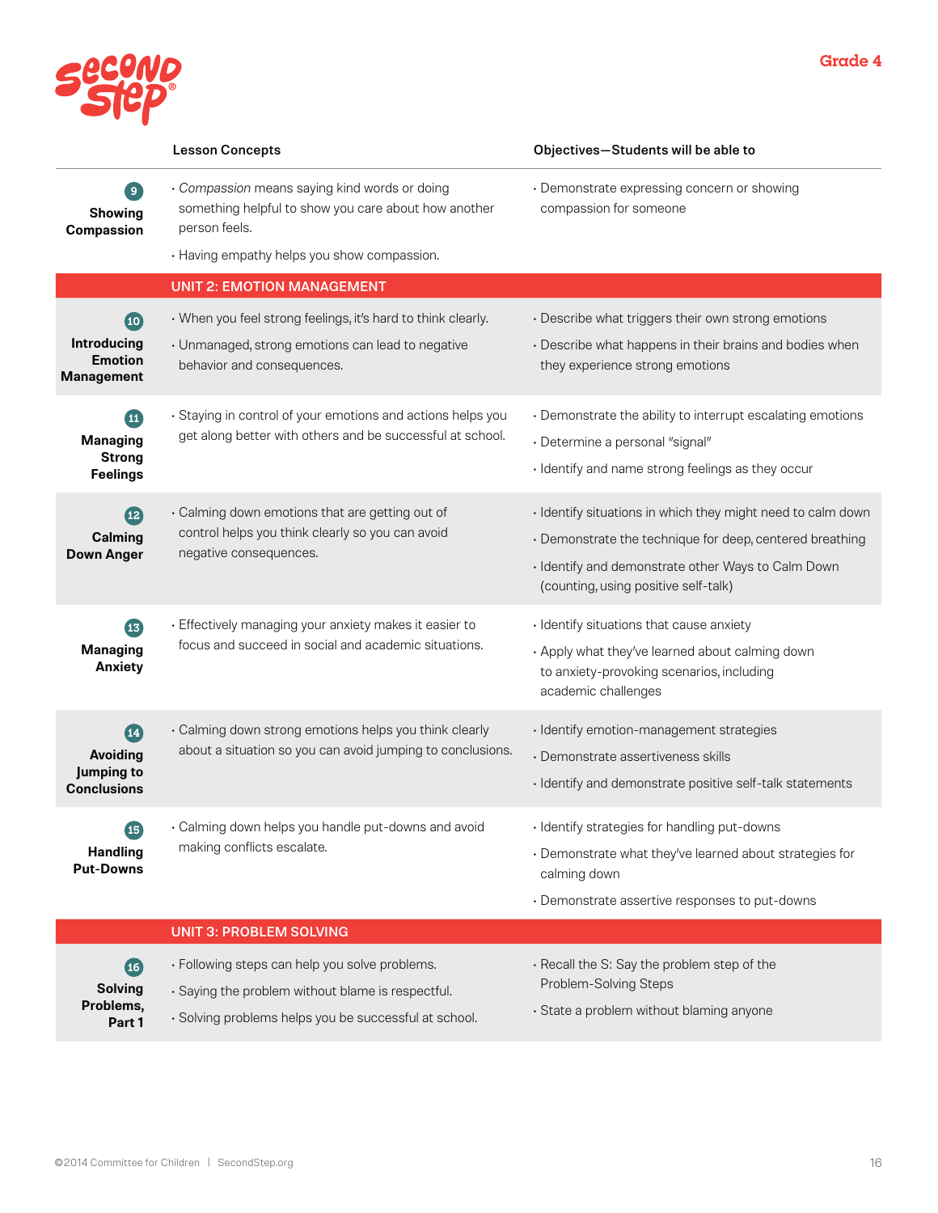Grade 4

| | Lesson Concepts | Objectives—Students will be able to |
|---|---|---|
| **9 Showing Compassion** | • *Compassion* means saying kind words or doing something helpful to show you care about how another person feels.<br>• Having empathy helps you show compassion. | • Demonstrate expressing concern or showing compassion for someone |
| | **UNIT 2: EMOTION MANAGEMENT** | |
| **10 Introducing Emotion Management** | • When you feel strong feelings, it's hard to think clearly.<br>• Unmanaged, strong emotions can lead to negative behavior and consequences. | • Describe what triggers their own strong emotions<br>• Describe what happens in their brains and bodies when they experience strong emotions |
| **11 Managing Strong Feelings** | • Staying in control of your emotions and actions helps you get along better with others and be successful at school. | • Demonstrate the ability to interrupt escalating emotions<br>• Determine a personal "signal"<br>• Identify and name strong feelings as they occur |
| **12 Calming Down Anger** | • Calming down emotions that are getting out of control helps you think clearly so you can avoid negative consequences. | • Identify situations in which they might need to calm down<br>• Demonstrate the technique for deep, centered breathing<br>• Identify and demonstrate other Ways to Calm Down (counting, using positive self-talk) |
| **13 Managing Anxiety** | • Effectively managing your anxiety makes it easier to focus and succeed in social and academic situations. | • Identify situations that cause anxiety<br>• Apply what they've learned about calming down to anxiety-provoking scenarios, including academic challenges |
| **14 Avoiding Jumping to Conclusions** | • Calming down strong emotions helps you think clearly about a situation so you can avoid jumping to conclusions. | • Identify emotion-management strategies<br>• Demonstrate assertiveness skills<br>• Identify and demonstrate positive self-talk statements |
| **15 Handling Put-Downs** | • Calming down helps you handle put-downs and avoid making conflicts escalate. | • Identify strategies for handling put-downs<br>• Demonstrate what they've learned about strategies for calming down<br>• Demonstrate assertive responses to put-downs |
| | **UNIT 3: PROBLEM SOLVING** | |
| **16 Solving Problems, Part 1** | • Following steps can help you solve problems.<br>• Saying the problem without blame is respectful.<br>• Solving problems helps you be successful at school. | • Recall the S: Say the problem step of the Problem-Solving Steps<br>• State a problem without blaming anyone |

©2014 Committee for Children | SecondStep.org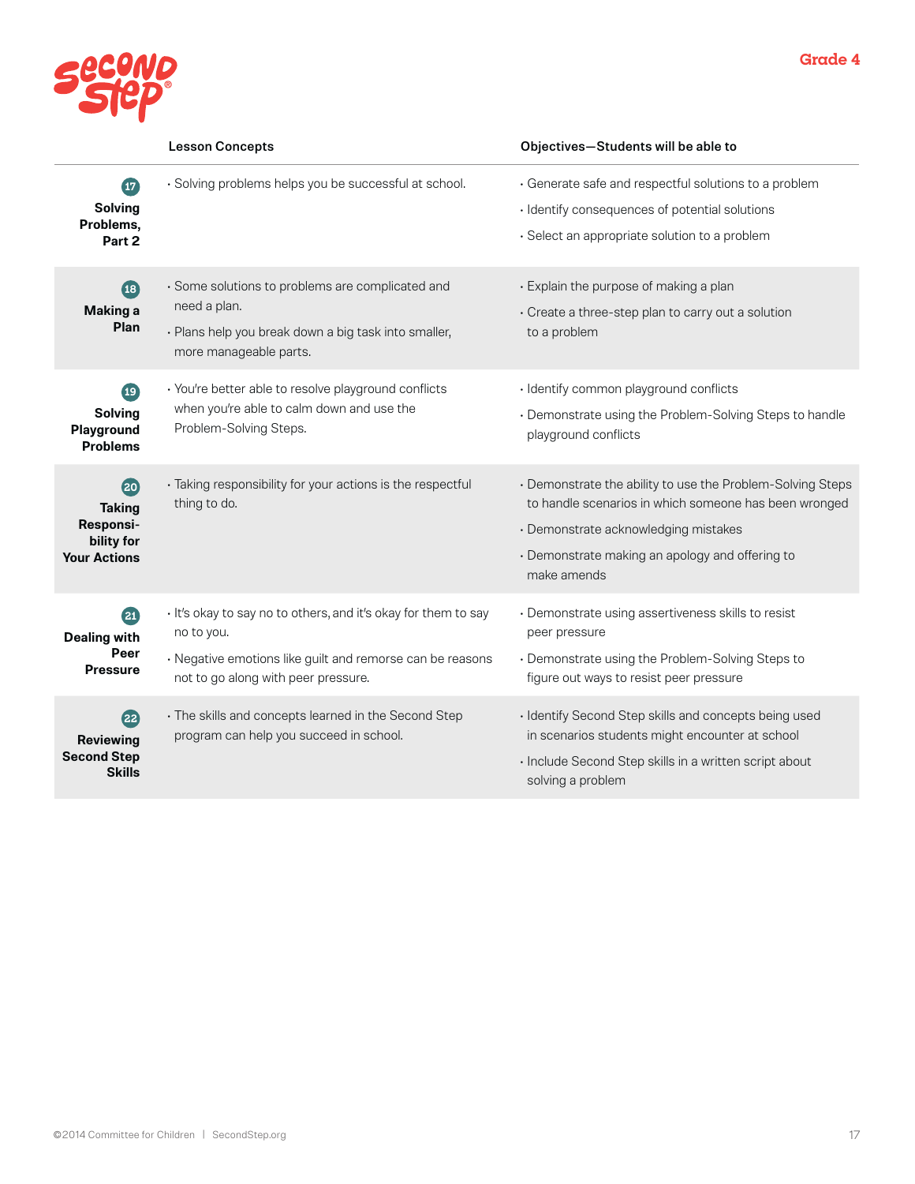Grade 4

| | Lesson Concepts | Objectives—Students will be able to |
|---|---|---|
| **17 Solving Problems, Part 2** | • Solving problems helps you be successful at school. | • Generate safe and respectful solutions to a problem<br>• Identify consequences of potential solutions<br>• Select an appropriate solution to a problem |
| **18 Making a Plan** | • Some solutions to problems are complicated and need a plan.<br>• Plans help you break down a big task into smaller, more manageable parts. | • Explain the purpose of making a plan<br>• Create a three-step plan to carry out a solution to a problem |
| **19 Solving Playground Problems** | • You're better able to resolve playground conflicts when you're able to calm down and use the Problem-Solving Steps. | • Identify common playground conflicts<br>• Demonstrate using the Problem-Solving Steps to handle playground conflicts |
| **20 Taking Responsibility for Your Actions** | • Taking responsibility for your actions is the respectful thing to do. | • Demonstrate the ability to use the Problem-Solving Steps to handle scenarios in which someone has been wronged<br>• Demonstrate acknowledging mistakes<br>• Demonstrate making an apology and offering to make amends |
| **21 Dealing with Peer Pressure** | • It's okay to say no to others, and it's okay for them to say no to you.<br>• Negative emotions like guilt and remorse can be reasons not to go along with peer pressure. | • Demonstrate using assertiveness skills to resist peer pressure<br>• Demonstrate using the Problem-Solving Steps to figure out ways to resist peer pressure |
| **22 Reviewing Second Step Skills** | • The skills and concepts learned in the Second Step program can help you succeed in school. | • Identify Second Step skills and concepts being used in scenarios students might encounter at school<br>• Include Second Step skills in a written script about solving a problem |

©2014 Committee for Children | SecondStep.org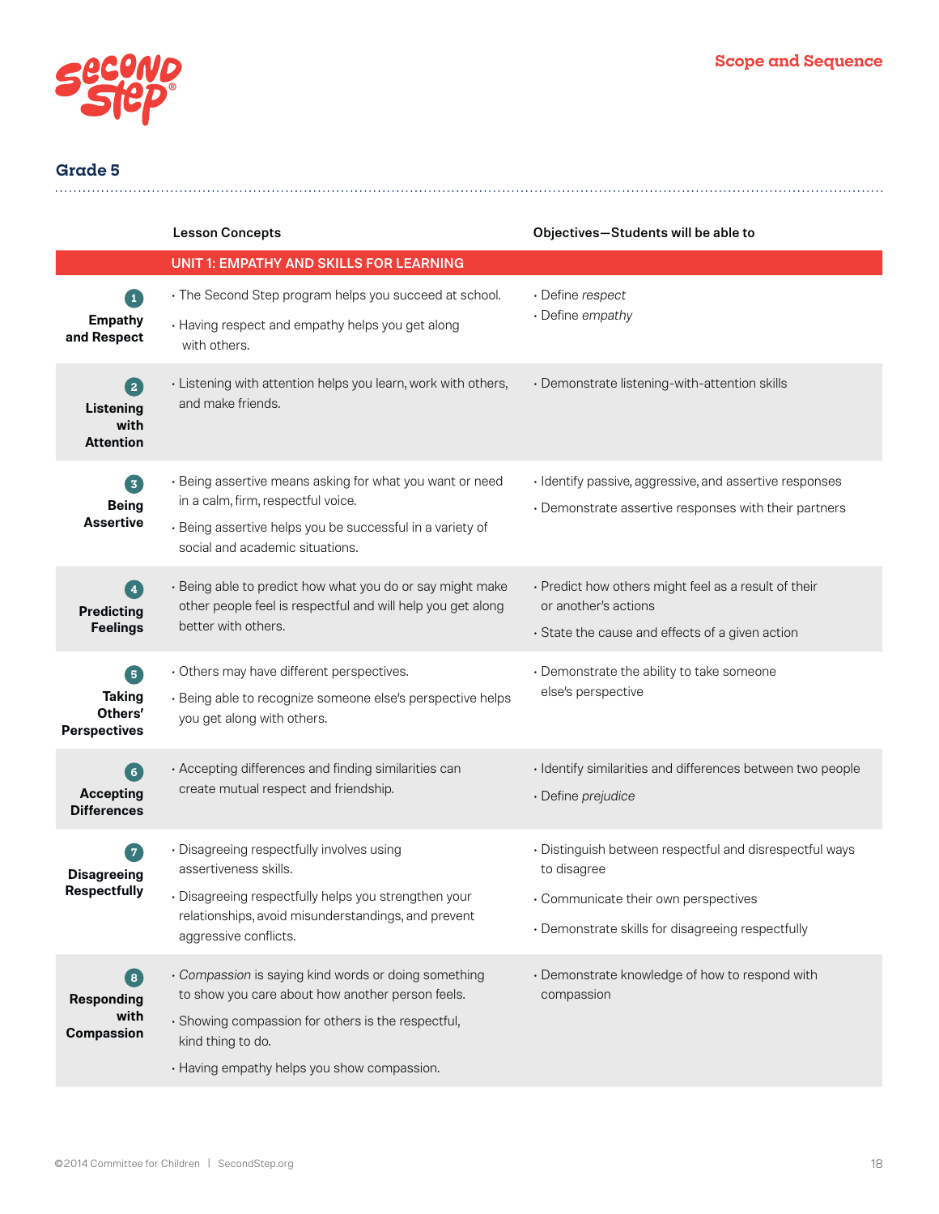## Grade 5

| | Lesson Concepts | Objectives—Students will be able to |
|---|---|---|
| | **UNIT 1: EMPATHY AND SKILLS FOR LEARNING** | |
| **1 Empathy and Respect** | • The Second Step program helps you succeed at school.<br>• Having respect and empathy helps you get along with others. | • Define *respect*<br>• Define *empathy* |
| **2 Listening with Attention** | • Listening with attention helps you learn, work with others, and make friends. | • Demonstrate listening-with-attention skills |
| **3 Being Assertive** | • Being assertive means asking for what you want or need in a calm, firm, respectful voice.<br>• Being assertive helps you be successful in a variety of social and academic situations. | • Identify passive, aggressive, and assertive responses<br>• Demonstrate assertive responses with their partners |
| **4 Predicting Feelings** | • Being able to predict how what you do or say might make other people feel is respectful and will help you get along better with others. | • Predict how others might feel as a result of their or another's actions<br>• State the cause and effects of a given action |
| **5 Taking Others' Perspectives** | • Others may have different perspectives.<br>• Being able to recognize someone else's perspective helps you get along with others. | • Demonstrate the ability to take someone else's perspective |
| **6 Accepting Differences** | • Accepting differences and finding similarities can create mutual respect and friendship. | • Identify similarities and differences between two people<br>• Define *prejudice* |
| **7 Disagreeing Respectfully** | • Disagreeing respectfully involves using assertiveness skills.<br>• Disagreeing respectfully helps you strengthen your relationships, avoid misunderstandings, and prevent aggressive conflicts. | • Distinguish between respectful and disrespectful ways to disagree<br>• Communicate their own perspectives<br>• Demonstrate skills for disagreeing respectfully |
| **8 Responding with Compassion** | • *Compassion* is saying kind words or doing something to show you care about how another person feels.<br>• Showing compassion for others is the respectful, kind thing to do.<br>• Having empathy helps you show compassion. | • Demonstrate knowledge of how to respond with compassion |

©2014 Committee for Children | SecondStep.org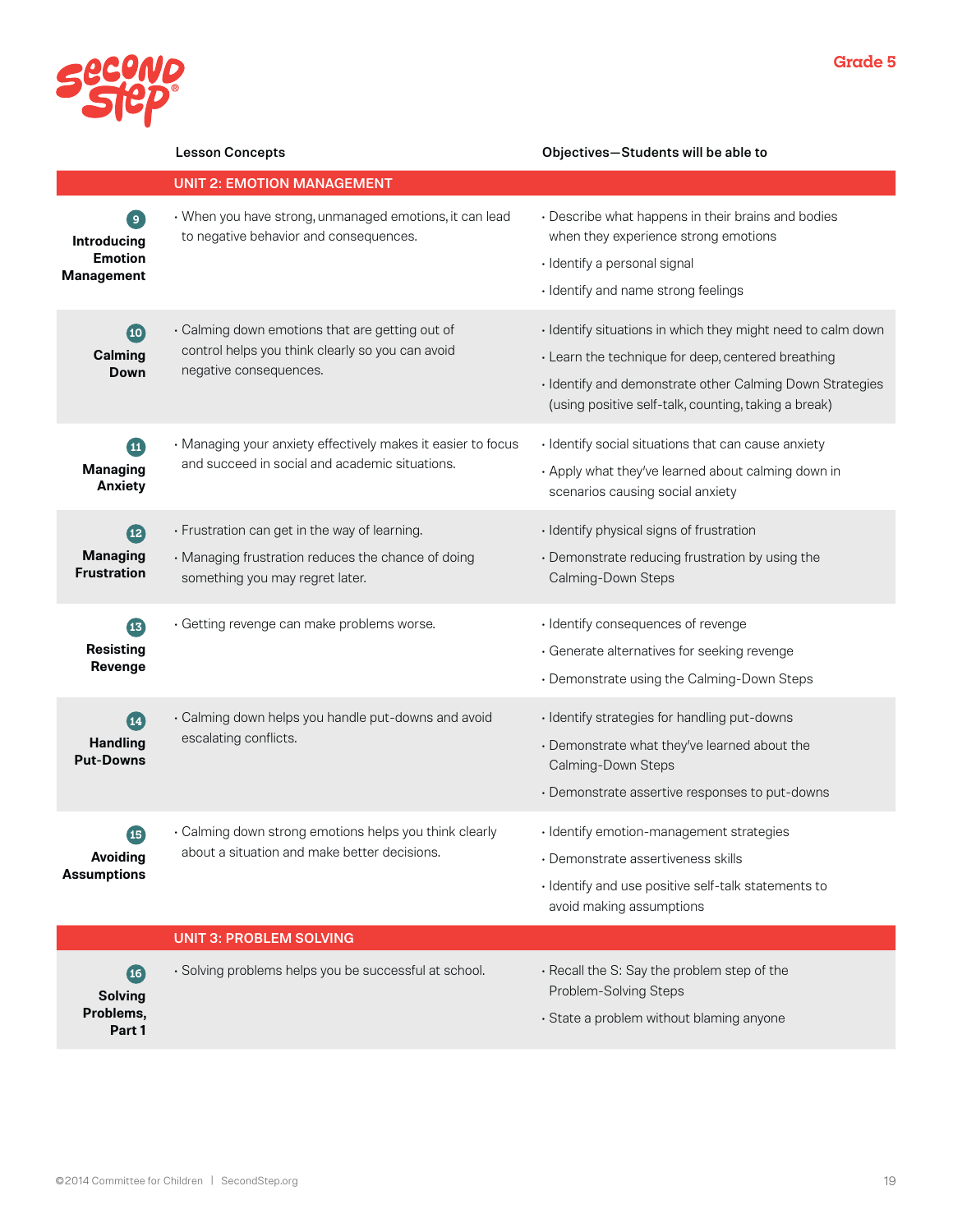Second Step

Grade 5

| | Lesson Concepts | Objectives—Students will be able to |
|---|---|---|
| | **UNIT 2: EMOTION MANAGEMENT** | |
| **9 Introducing Emotion Management** | • When you have strong, unmanaged emotions, it can lead to negative behavior and consequences. | • Describe what happens in their brains and bodies when they experience strong emotions<br>• Identify a personal signal<br>• Identify and name strong feelings |
| **10 Calming Down** | • Calming down emotions that are getting out of control helps you think clearly so you can avoid negative consequences. | • Identify situations in which they might need to calm down<br>• Learn the technique for deep, centered breathing<br>• Identify and demonstrate other Calming Down Strategies (using positive self-talk, counting, taking a break) |
| **11 Managing Anxiety** | • Managing your anxiety effectively makes it easier to focus and succeed in social and academic situations. | • Identify social situations that can cause anxiety<br>• Apply what they've learned about calming down in scenarios causing social anxiety |
| **12 Managing Frustration** | • Frustration can get in the way of learning.<br>• Managing frustration reduces the chance of doing something you may regret later. | • Identify physical signs of frustration<br>• Demonstrate reducing frustration by using the Calming-Down Steps |
| **13 Resisting Revenge** | • Getting revenge can make problems worse. | • Identify consequences of revenge<br>• Generate alternatives for seeking revenge<br>• Demonstrate using the Calming-Down Steps |
| **14 Handling Put-Downs** | • Calming down helps you handle put-downs and avoid escalating conflicts. | • Identify strategies for handling put-downs<br>• Demonstrate what they've learned about the Calming-Down Steps<br>• Demonstrate assertive responses to put-downs |
| **15 Avoiding Assumptions** | • Calming down strong emotions helps you think clearly about a situation and make better decisions. | • Identify emotion-management strategies<br>• Demonstrate assertiveness skills<br>• Identify and use positive self-talk statements to avoid making assumptions |
| | **UNIT 3: PROBLEM SOLVING** | |
| **16 Solving Problems, Part 1** | • Solving problems helps you be successful at school. | • Recall the S: Say the problem step of the Problem-Solving Steps<br>• State a problem without blaming anyone |

©2014 Committee for Children | SecondStep.org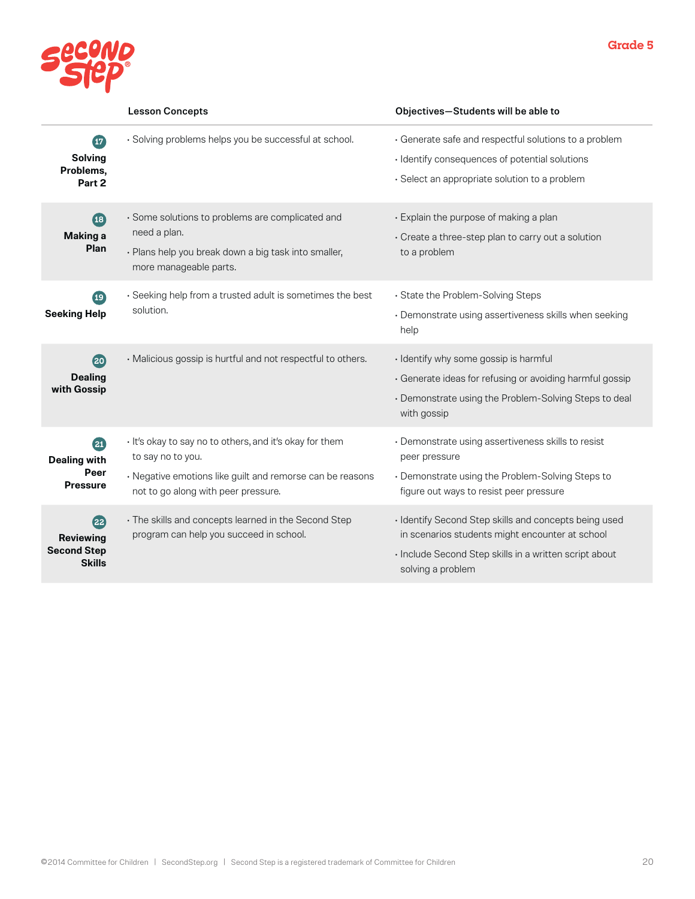Grade 5

| | Lesson Concepts | Objectives—Students will be able to |
|---|---|---|
| **17 Solving Problems, Part 2** | • Solving problems helps you be successful at school. | • Generate safe and respectful solutions to a problem<br>• Identify consequences of potential solutions<br>• Select an appropriate solution to a problem |
| **18 Making a Plan** | • Some solutions to problems are complicated and need a plan.<br>• Plans help you break down a big task into smaller, more manageable parts. | • Explain the purpose of making a plan<br>• Create a three-step plan to carry out a solution to a problem |
| **19 Seeking Help** | • Seeking help from a trusted adult is sometimes the best solution. | • State the Problem-Solving Steps<br>• Demonstrate using assertiveness skills when seeking help |
| **20 Dealing with Gossip** | • Malicious gossip is hurtful and not respectful to others. | • Identify why some gossip is harmful<br>• Generate ideas for refusing or avoiding harmful gossip<br>• Demonstrate using the Problem-Solving Steps to deal with gossip |
| **21 Dealing with Peer Pressure** | • It's okay to say no to others, and it's okay for them to say no to you.<br>• Negative emotions like guilt and remorse can be reasons not to go along with peer pressure. | • Demonstrate using assertiveness skills to resist peer pressure<br>• Demonstrate using the Problem-Solving Steps to figure out ways to resist peer pressure |
| **22 Reviewing Second Step Skills** | • The skills and concepts learned in the Second Step program can help you succeed in school. | • Identify Second Step skills and concepts being used in scenarios students might encounter at school<br>• Include Second Step skills in a written script about solving a problem |

©2014 Committee for Children | SecondStep.org | Second Step is a registered trademark of Committee for Children